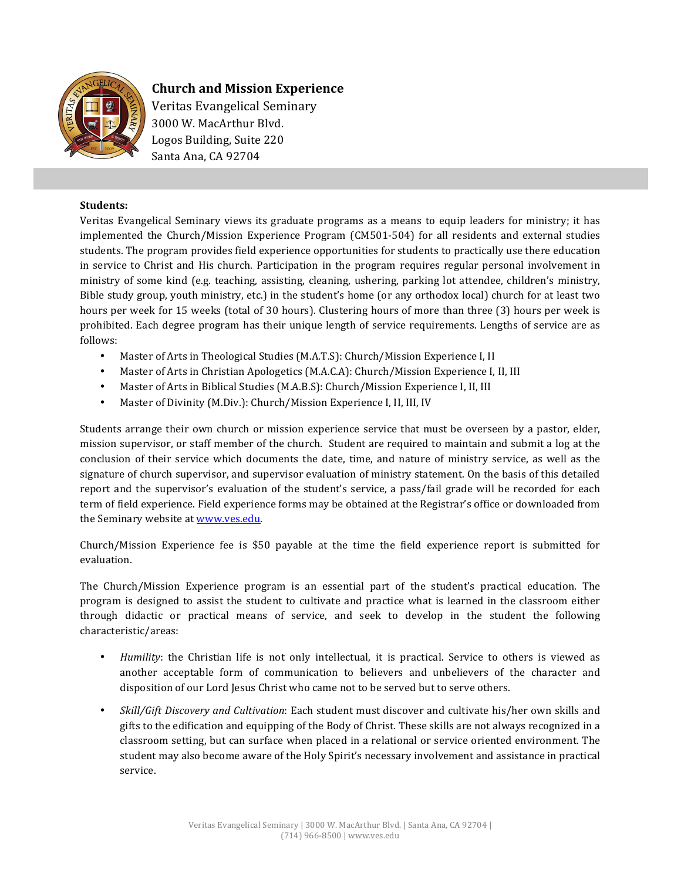# Church and Mission Experience

Veritas Evangelical Seminary
3000 W. MacArthur Blvd.
Logos Building, Suite 220
Santa Ana, CA 92704

**Students:**

Veritas Evangelical Seminary views its graduate programs as a means to equip leaders for ministry; it has implemented the Church/Mission Experience Program (CM501-504) for all residents and external studies students. The program provides field experience opportunities for students to practically use there education in service to Christ and His church. Participation in the program requires regular personal involvement in ministry of some kind (e.g. teaching, assisting, cleaning, ushering, parking lot attendee, children's ministry, Bible study group, youth ministry, etc.) in the student's home (or any orthodox local) church for at least two hours per week for 15 weeks (total of 30 hours). Clustering hours of more than three (3) hours per week is prohibited. Each degree program has their unique length of service requirements. Lengths of service are as follows:

- Master of Arts in Theological Studies (M.A.T.S): Church/Mission Experience I, II
- Master of Arts in Christian Apologetics (M.A.C.A): Church/Mission Experience I, II, III
- Master of Arts in Biblical Studies (M.A.B.S): Church/Mission Experience I, II, III
- Master of Divinity (M.Div.): Church/Mission Experience I, II, III, IV

Students arrange their own church or mission experience service that must be overseen by a pastor, elder, mission supervisor, or staff member of the church. Student are required to maintain and submit a log at the conclusion of their service which documents the date, time, and nature of ministry service, as well as the signature of church supervisor, and supervisor evaluation of ministry statement. On the basis of this detailed report and the supervisor's evaluation of the student's service, a pass/fail grade will be recorded for each term of field experience. Field experience forms may be obtained at the Registrar's office or downloaded from the Seminary website at www.ves.edu.

Church/Mission Experience fee is $50 payable at the time the field experience report is submitted for evaluation.

The Church/Mission Experience program is an essential part of the student's practical education. The program is designed to assist the student to cultivate and practice what is learned in the classroom either through didactic or practical means of service, and seek to develop in the student the following characteristic/areas:

- *Humility*: the Christian life is not only intellectual, it is practical. Service to others is viewed as another acceptable form of communication to believers and unbelievers of the character and disposition of our Lord Jesus Christ who came not to be served but to serve others.
- *Skill/Gift Discovery and Cultivation*: Each student must discover and cultivate his/her own skills and gifts to the edification and equipping of the Body of Christ. These skills are not always recognized in a classroom setting, but can surface when placed in a relational or service oriented environment. The student may also become aware of the Holy Spirit's necessary involvement and assistance in practical service.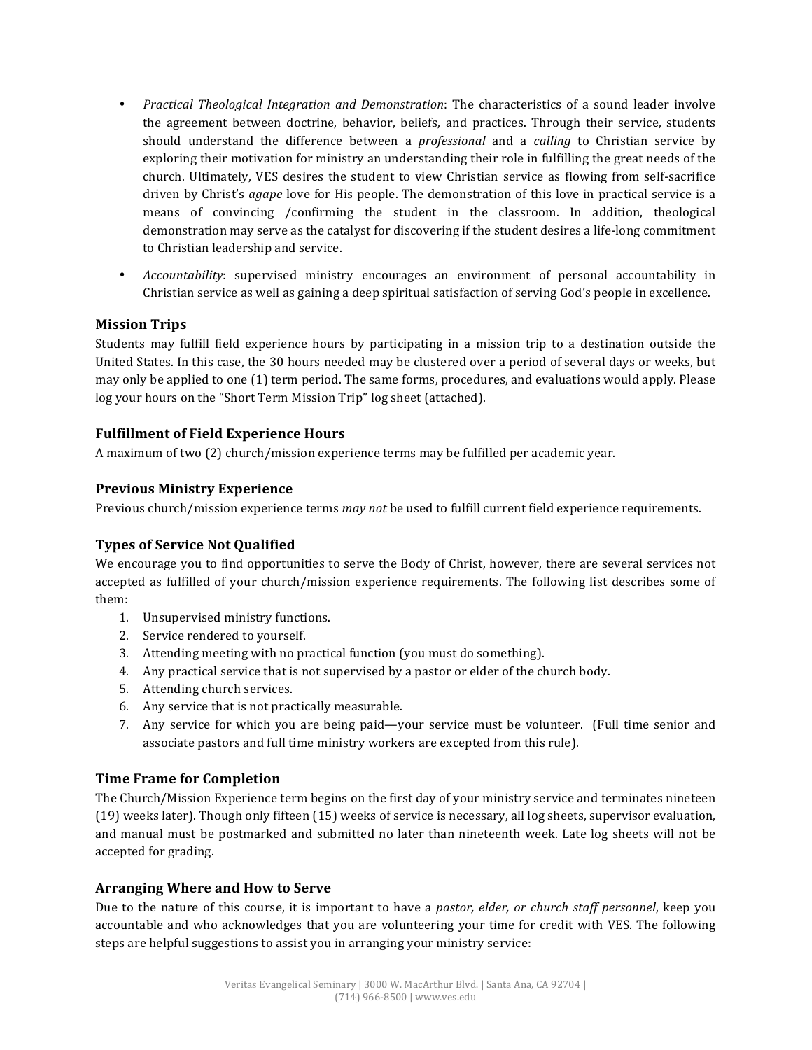- *Practical Theological Integration and Demonstration*: The characteristics of a sound leader involve the agreement between doctrine, behavior, beliefs, and practices. Through their service, students should understand the difference between a *professional* and a *calling* to Christian service by exploring their motivation for ministry an understanding their role in fulfilling the great needs of the church. Ultimately, VES desires the student to view Christian service as flowing from self-sacrifice driven by Christ's *agape* love for His people. The demonstration of this love in practical service is a means of convincing /confirming the student in the classroom. In addition, theological demonstration may serve as the catalyst for discovering if the student desires a life-long commitment to Christian leadership and service.
- *Accountability*: supervised ministry encourages an environment of personal accountability in Christian service as well as gaining a deep spiritual satisfaction of serving God's people in excellence.

### Mission Trips

Students may fulfill field experience hours by participating in a mission trip to a destination outside the United States. In this case, the 30 hours needed may be clustered over a period of several days or weeks, but may only be applied to one (1) term period. The same forms, procedures, and evaluations would apply. Please log your hours on the "Short Term Mission Trip" log sheet (attached).

### Fulfillment of Field Experience Hours

A maximum of two (2) church/mission experience terms may be fulfilled per academic year.

### Previous Ministry Experience

Previous church/mission experience terms *may not* be used to fulfill current field experience requirements.

### Types of Service Not Qualified

We encourage you to find opportunities to serve the Body of Christ, however, there are several services not accepted as fulfilled of your church/mission experience requirements. The following list describes some of them:

1. Unsupervised ministry functions.
2. Service rendered to yourself.
3. Attending meeting with no practical function (you must do something).
4. Any practical service that is not supervised by a pastor or elder of the church body.
5. Attending church services.
6. Any service that is not practically measurable.
7. Any service for which you are being paid—your service must be volunteer. (Full time senior and associate pastors and full time ministry workers are excepted from this rule).

### Time Frame for Completion

The Church/Mission Experience term begins on the first day of your ministry service and terminates nineteen (19) weeks later). Though only fifteen (15) weeks of service is necessary, all log sheets, supervisor evaluation, and manual must be postmarked and submitted no later than nineteenth week. Late log sheets will not be accepted for grading.

### Arranging Where and How to Serve

Due to the nature of this course, it is important to have a *pastor, elder, or church staff personnel*, keep you accountable and who acknowledges that you are volunteering your time for credit with VES. The following steps are helpful suggestions to assist you in arranging your ministry service: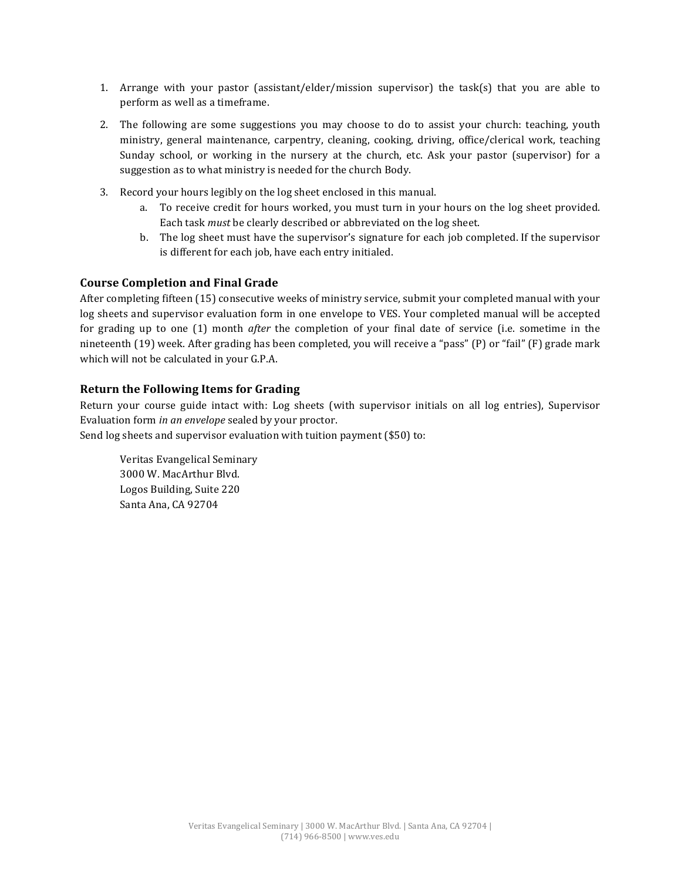1. Arrange with your pastor (assistant/elder/mission supervisor) the task(s) that you are able to perform as well as a timeframe.

2. The following are some suggestions you may choose to do to assist your church: teaching, youth ministry, general maintenance, carpentry, cleaning, cooking, driving, office/clerical work, teaching Sunday school, or working in the nursery at the church, etc. Ask your pastor (supervisor) for a suggestion as to what ministry is needed for the church Body.

3. Record your hours legibly on the log sheet enclosed in this manual.
    a. To receive credit for hours worked, you must turn in your hours on the log sheet provided. Each task *must* be clearly described or abbreviated on the log sheet.
    b. The log sheet must have the supervisor's signature for each job completed. If the supervisor is different for each job, have each entry initialed.

### Course Completion and Final Grade

After completing fifteen (15) consecutive weeks of ministry service, submit your completed manual with your log sheets and supervisor evaluation form in one envelope to VES. Your completed manual will be accepted for grading up to one (1) month *after* the completion of your final date of service (i.e. sometime in the nineteenth (19) week. After grading has been completed, you will receive a "pass" (P) or "fail" (F) grade mark which will not be calculated in your G.P.A.

### Return the Following Items for Grading

Return your course guide intact with: Log sheets (with supervisor initials on all log entries), Supervisor Evaluation form *in an envelope* sealed by your proctor.
Send log sheets and supervisor evaluation with tuition payment ($50) to:

Veritas Evangelical Seminary
3000 W. MacArthur Blvd.
Logos Building, Suite 220
Santa Ana, CA 92704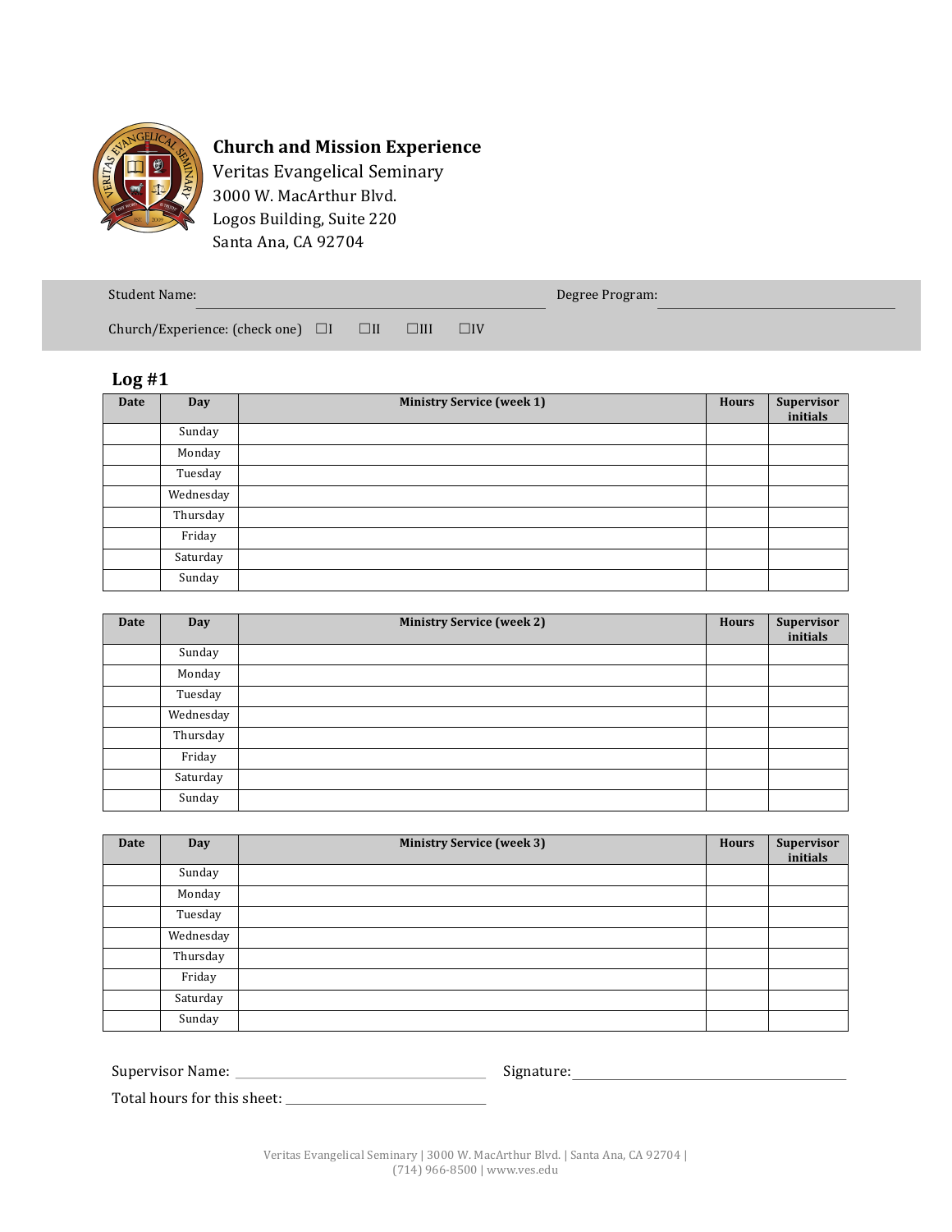**Church and Mission Experience**
Veritas Evangelical Seminary
3000 W. MacArthur Blvd.
Logos Building, Suite 220
Santa Ana, CA 92704

Student Name: ______________________ Degree Program: ______________________

Church/Experience: (check one) ☐I ☐II ☐III ☐IV

## Log #1

| Date | Day | Ministry Service (week 1) | Hours | Supervisor initials |
|---|---|---|---|---|
| | Sunday | | | |
| | Monday | | | |
| | Tuesday | | | |
| | Wednesday | | | |
| | Thursday | | | |
| | Friday | | | |
| | Saturday | | | |
| | Sunday | | | |

| Date | Day | Ministry Service (week 2) | Hours | Supervisor initials |
|---|---|---|---|---|
| | Sunday | | | |
| | Monday | | | |
| | Tuesday | | | |
| | Wednesday | | | |
| | Thursday | | | |
| | Friday | | | |
| | Saturday | | | |
| | Sunday | | | |

| Date | Day | Ministry Service (week 3) | Hours | Supervisor initials |
|---|---|---|---|---|
| | Sunday | | | |
| | Monday | | | |
| | Tuesday | | | |
| | Wednesday | | | |
| | Thursday | | | |
| | Friday | | | |
| | Saturday | | | |
| | Sunday | | | |

Supervisor Name: ______________________ Signature: ______________________

Total hours for this sheet: ______________________

Veritas Evangelical Seminary | 3000 W. MacArthur Blvd. | Santa Ana, CA 92704 | (714) 966-8500 | www.ves.edu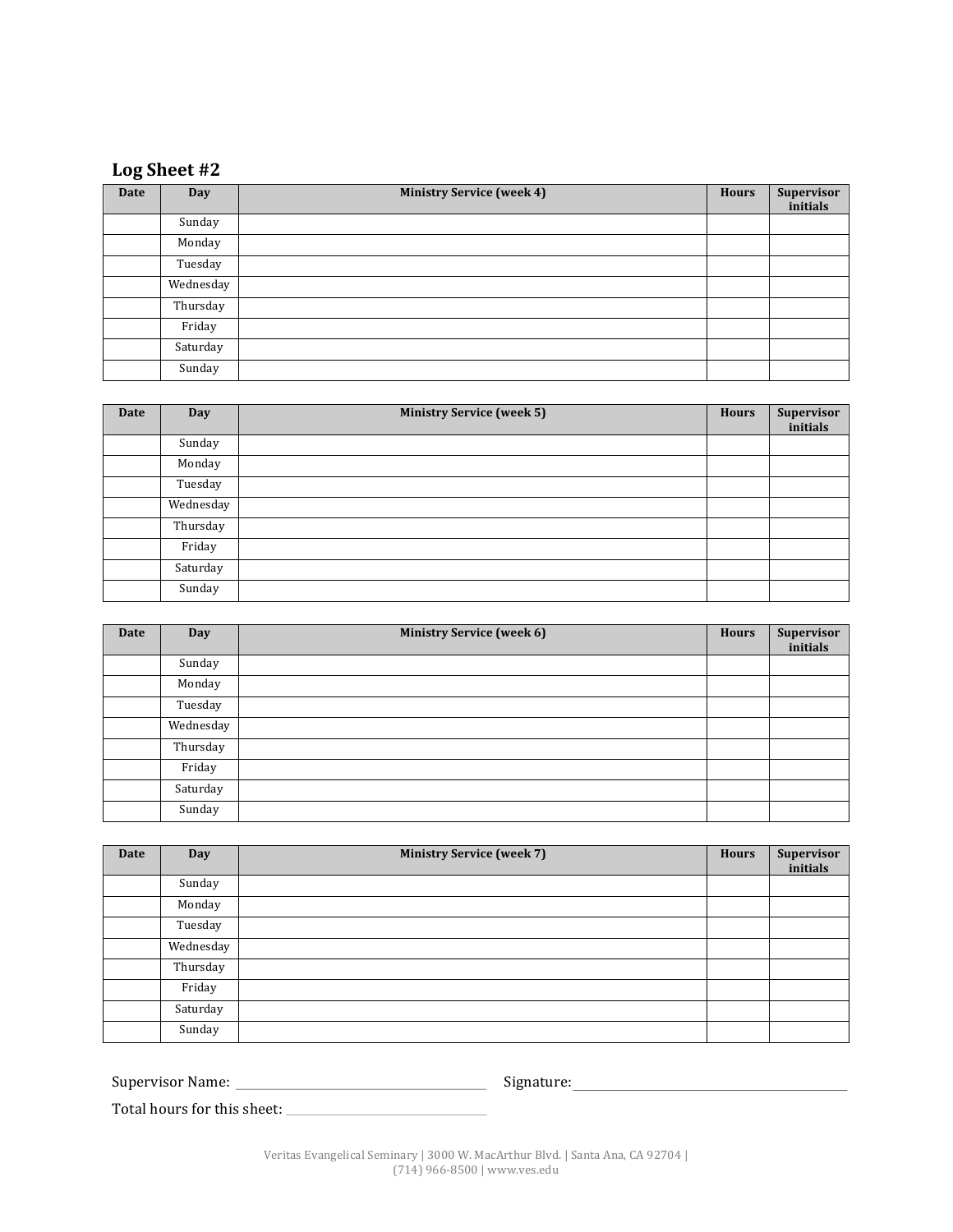## Log Sheet #2

| Date | Day | Ministry Service (week 4) | Hours | Supervisor initials |
|---|---|---|---|---|
| | Sunday | | | |
| | Monday | | | |
| | Tuesday | | | |
| | Wednesday | | | |
| | Thursday | | | |
| | Friday | | | |
| | Saturday | | | |
| | Sunday | | | |

| Date | Day | Ministry Service (week 5) | Hours | Supervisor initials |
|---|---|---|---|---|
| | Sunday | | | |
| | Monday | | | |
| | Tuesday | | | |
| | Wednesday | | | |
| | Thursday | | | |
| | Friday | | | |
| | Saturday | | | |
| | Sunday | | | |

| Date | Day | Ministry Service (week 6) | Hours | Supervisor initials |
|---|---|---|---|---|
| | Sunday | | | |
| | Monday | | | |
| | Tuesday | | | |
| | Wednesday | | | |
| | Thursday | | | |
| | Friday | | | |
| | Saturday | | | |
| | Sunday | | | |

| Date | Day | Ministry Service (week 7) | Hours | Supervisor initials |
|---|---|---|---|---|
| | Sunday | | | |
| | Monday | | | |
| | Tuesday | | | |
| | Wednesday | | | |
| | Thursday | | | |
| | Friday | | | |
| | Saturday | | | |
| | Sunday | | | |

Supervisor Name: ______________________ Signature: ______________________

Total hours for this sheet: ______________________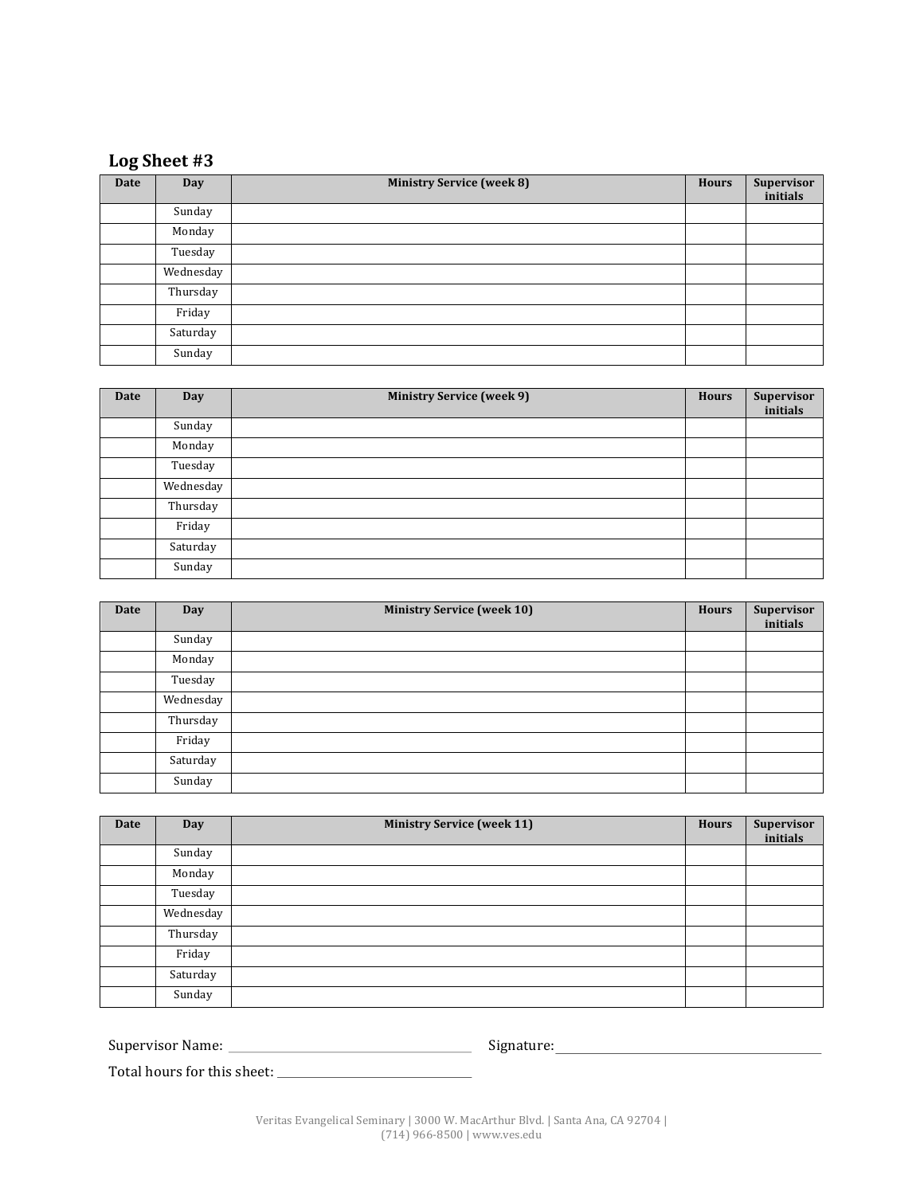## Log Sheet #3

| Date | Day | Ministry Service (week 8) | Hours | Supervisor initials |
|---|---|---|---|---|
| | Sunday | | | |
| | Monday | | | |
| | Tuesday | | | |
| | Wednesday | | | |
| | Thursday | | | |
| | Friday | | | |
| | Saturday | | | |
| | Sunday | | | |

| Date | Day | Ministry Service (week 9) | Hours | Supervisor initials |
|---|---|---|---|---|
| | Sunday | | | |
| | Monday | | | |
| | Tuesday | | | |
| | Wednesday | | | |
| | Thursday | | | |
| | Friday | | | |
| | Saturday | | | |
| | Sunday | | | |

| Date | Day | Ministry Service (week 10) | Hours | Supervisor initials |
|---|---|---|---|---|
| | Sunday | | | |
| | Monday | | | |
| | Tuesday | | | |
| | Wednesday | | | |
| | Thursday | | | |
| | Friday | | | |
| | Saturday | | | |
| | Sunday | | | |

| Date | Day | Ministry Service (week 11) | Hours | Supervisor initials |
|---|---|---|---|---|
| | Sunday | | | |
| | Monday | | | |
| | Tuesday | | | |
| | Wednesday | | | |
| | Thursday | | | |
| | Friday | | | |
| | Saturday | | | |
| | Sunday | | | |

Supervisor Name: ______________________ Signature: ______________________

Total hours for this sheet: ______________________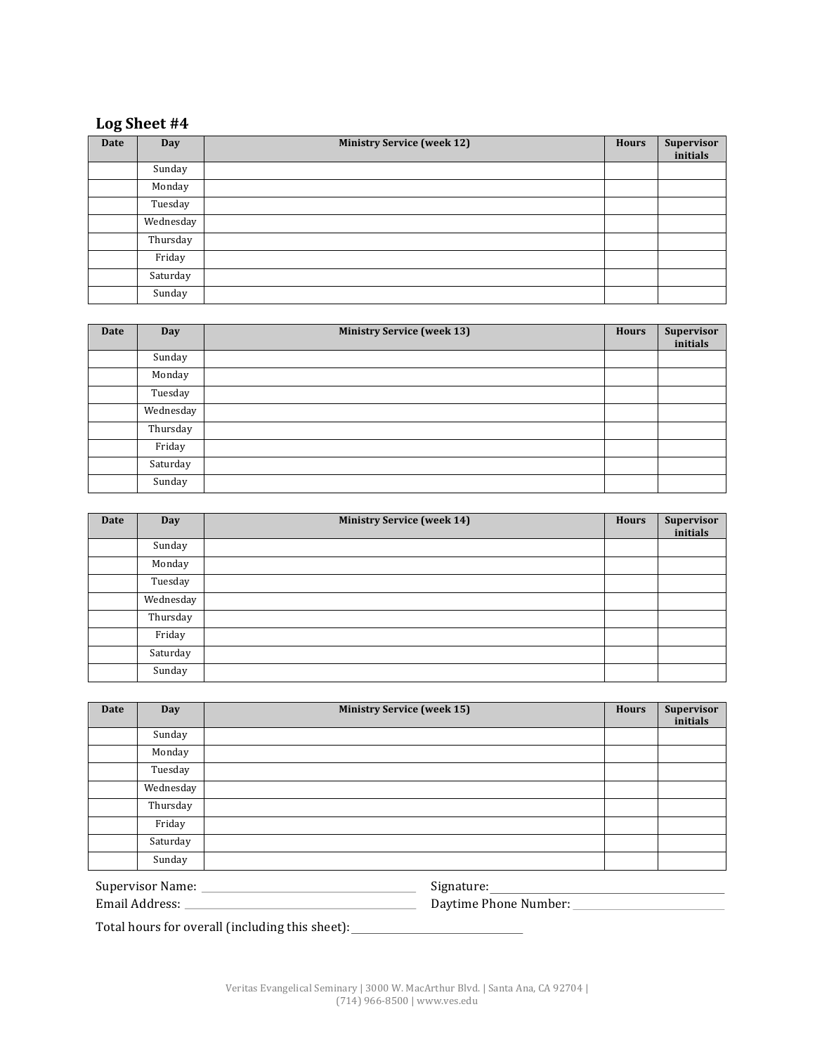## Log Sheet #4

| Date | Day | Ministry Service (week 12) | Hours | Supervisor initials |
|---|---|---|---|---|
| | Sunday | | | |
| | Monday | | | |
| | Tuesday | | | |
| | Wednesday | | | |
| | Thursday | | | |
| | Friday | | | |
| | Saturday | | | |
| | Sunday | | | |

| Date | Day | Ministry Service (week 13) | Hours | Supervisor initials |
|---|---|---|---|---|
| | Sunday | | | |
| | Monday | | | |
| | Tuesday | | | |
| | Wednesday | | | |
| | Thursday | | | |
| | Friday | | | |
| | Saturday | | | |
| | Sunday | | | |

| Date | Day | Ministry Service (week 14) | Hours | Supervisor initials |
|---|---|---|---|---|
| | Sunday | | | |
| | Monday | | | |
| | Tuesday | | | |
| | Wednesday | | | |
| | Thursday | | | |
| | Friday | | | |
| | Saturday | | | |
| | Sunday | | | |

| Date | Day | Ministry Service (week 15) | Hours | Supervisor initials |
|---|---|---|---|---|
| | Sunday | | | |
| | Monday | | | |
| | Tuesday | | | |
| | Wednesday | | | |
| | Thursday | | | |
| | Friday | | | |
| | Saturday | | | |
| | Sunday | | | |

Supervisor Name: ______________________ Signature: ______________________

Email Address: ______________________ Daytime Phone Number: ______________________

Total hours for overall (including this sheet): ______________________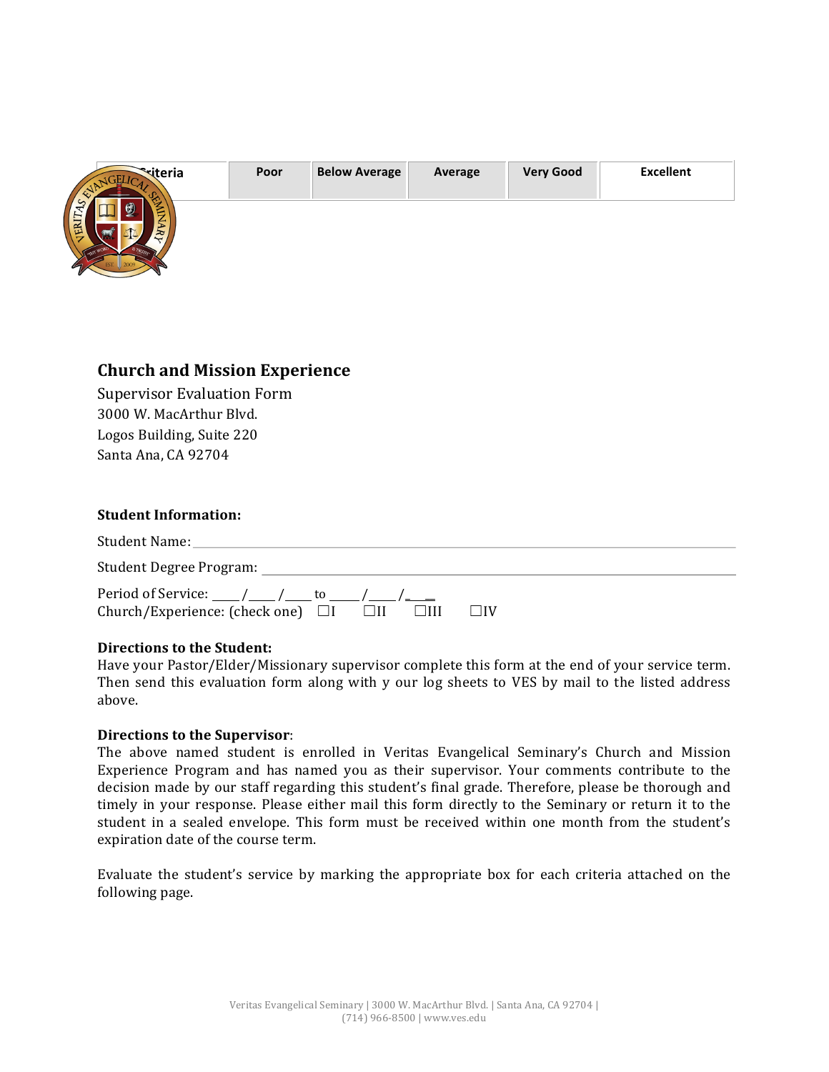| Criteria | Poor | Below Average | Average | Very Good | Excellent |
|---|---|---|---|---|---|

## Church and Mission Experience

Supervisor Evaluation Form
3000 W. MacArthur Blvd.
Logos Building, Suite 220
Santa Ana, CA 92704

**Student Information:**

Student Name: ____________________________________________

Student Degree Program: ____________________________________________

Period of Service: ____/____/____ to ____/____/____
Church/Experience: (check one) ☐I ☐II ☐III ☐IV

**Directions to the Student:**
Have your Pastor/Elder/Missionary supervisor complete this form at the end of your service term. Then send this evaluation form along with y our log sheets to VES by mail to the listed address above.

**Directions to the Supervisor**:
The above named student is enrolled in Veritas Evangelical Seminary's Church and Mission Experience Program and has named you as their supervisor. Your comments contribute to the decision made by our staff regarding this student's final grade. Therefore, please be thorough and timely in your response. Please either mail this form directly to the Seminary or return it to the student in a sealed envelope. This form must be received within one month from the student's expiration date of the course term.

Evaluate the student's service by marking the appropriate box for each criteria attached on the following page.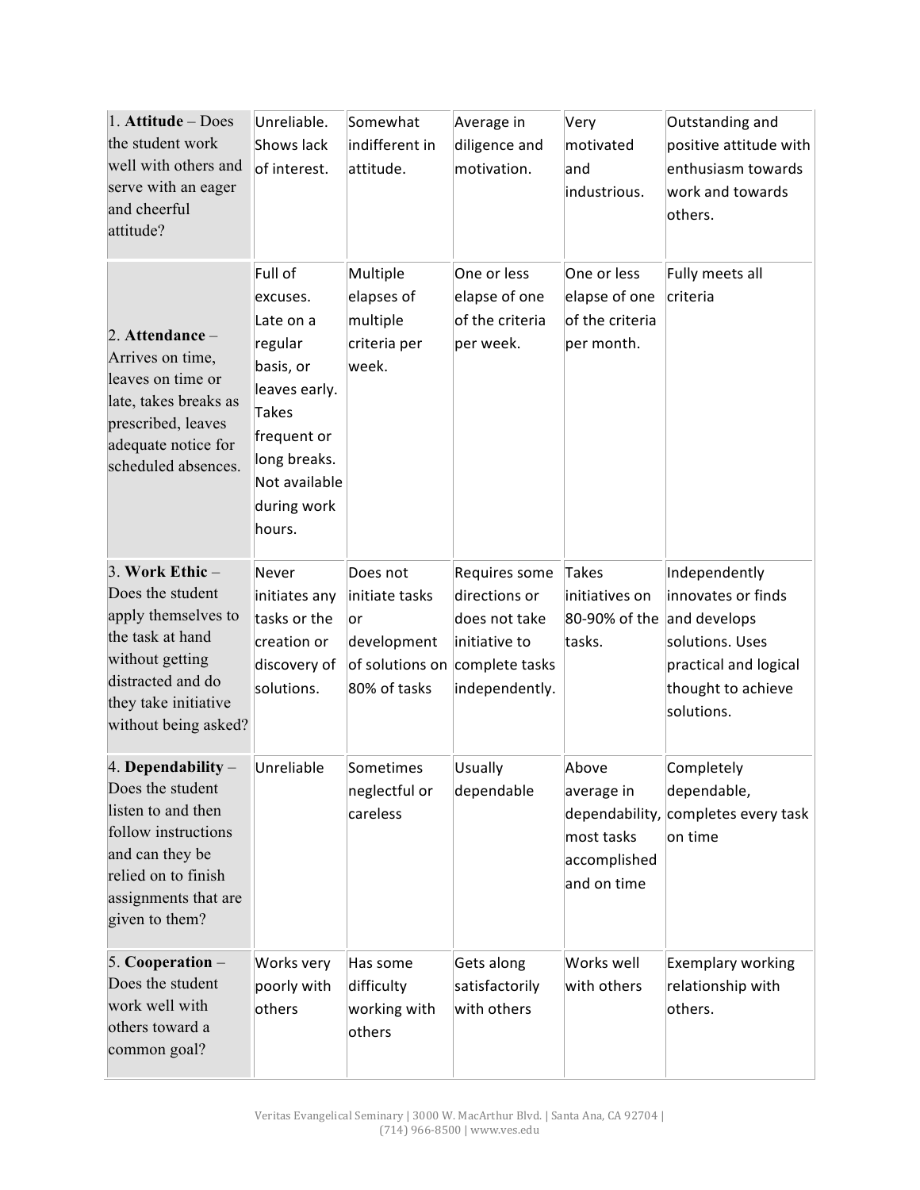| | | | | | |
|---|---|---|---|---|---|
| 1. **Attitude** – Does the student work well with others and serve with an eager and cheerful attitude? | Unreliable. Shows lack of interest. | Somewhat indifferent in attitude. | Average in diligence and motivation. | Very motivated and industrious. | Outstanding and positive attitude with enthusiasm towards work and towards others. |
| 2. **Attendance** – Arrives on time, leaves on time or late, takes breaks as prescribed, leaves adequate notice for scheduled absences. | Full of excuses. Late on a regular basis, or leaves early. Takes frequent or long breaks. Not available during work hours. | Multiple elapses of multiple criteria per week. | One or less elapse of one of the criteria per week. | One or less elapse of one of the criteria per month. | Fully meets all criteria |
| 3. **Work Ethic** – Does the student apply themselves to the task at hand without getting distracted and do they take initiative without being asked? | Never initiates any tasks or the creation or discovery of solutions. | Does not initiate tasks or development of solutions on 80% of tasks | Requires some directions or does not take initiative to complete tasks independently. | Takes initiatives on 80-90% of the tasks. | Independently innovates or finds and develops solutions. Uses practical and logical thought to achieve solutions. |
| 4. **Dependability** – Does the student listen to and then follow instructions and can they be relied on to finish assignments that are given to them? | Unreliable | Sometimes neglectful or careless | Usually dependable | Above average in dependability, most tasks accomplished and on time | Completely dependable, completes every task on time |
| 5. **Cooperation** – Does the student work well with others toward a common goal? | Works very poorly with others | Has some difficulty working with others | Gets along satisfactorily with others | Works well with others | Exemplary working relationship with others. |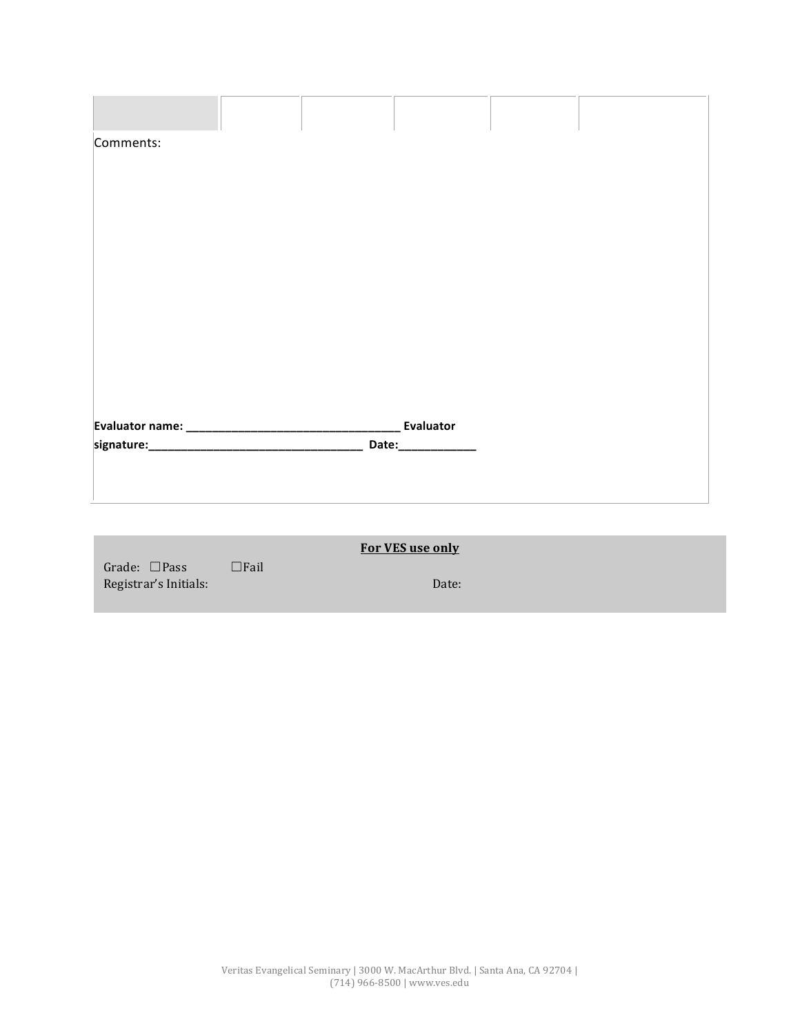| | | | | | |
|---|---|---|---|---|---|
| | | | | | |

Comments:

**Evaluator name: ________________________________ Evaluator signature:________________________________ Date:____________**

**<u>For VES use only</u>**

Grade: ☐Pass ☐Fail

Registrar's Initials: Date:

Veritas Evangelical Seminary | 3000 W. MacArthur Blvd. | Santa Ana, CA 92704 | (714) 966-8500 | www.ves.edu